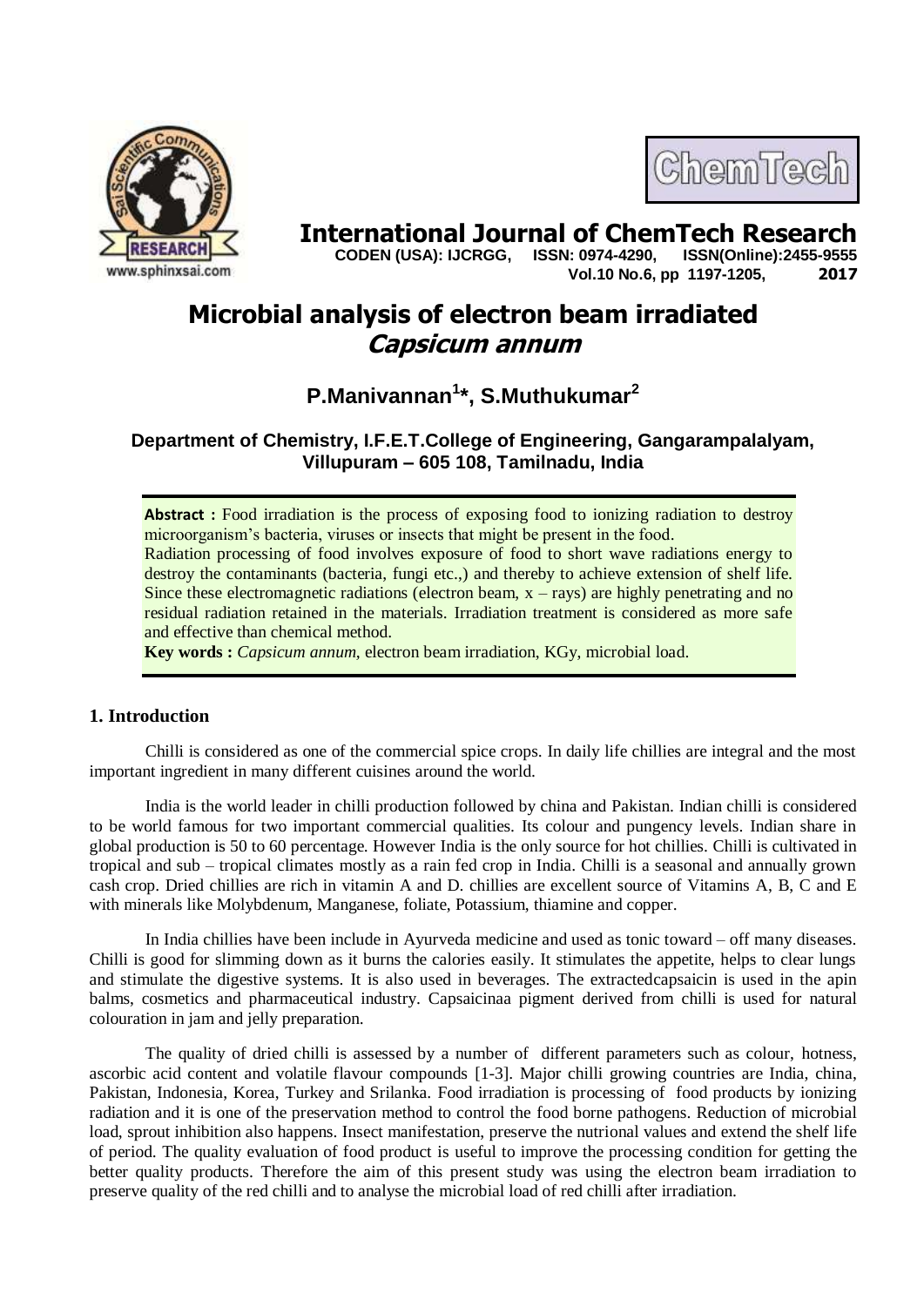# Microbial analysis of electron beam irradiated *Capsicum annum*

**P.Manivannan[1]*, S.Muthukumar[2]**

**Department of Chemistry, I.F.E.T.College of Engineering, Gangarampalalyam, Villupuram – 605 108, Tamilnadu, India**

**Abstract :** Food irradiation is the process of exposing food to ionizing radiation to destroy microorganism's bacteria, viruses or insects that might be present in the food.

Radiation processing of food involves exposure of food to short wave radiations energy to destroy the contaminants (bacteria, fungi etc.,) and thereby to achieve extension of shelf life. Since these electromagnetic radiations (electron beam, x – rays) are highly penetrating and no residual radiation retained in the materials. Irradiation treatment is considered as more safe and effective than chemical method.

**Key words :** *Capsicum annum*, electron beam irradiation, KGy, microbial load.

## 1. Introduction

Chilli is considered as one of the commercial spice crops. In daily life chillies are integral and the most important ingredient in many different cuisines around the world.

India is the world leader in chilli production followed by china and Pakistan. Indian chilli is considered to be world famous for two important commercial qualities. Its colour and pungency levels. Indian share in global production is 50 to 60 percentage. However India is the only source for hot chillies. Chilli is cultivated in tropical and sub – tropical climates mostly as a rain fed crop in India. Chilli is a seasonal and annually grown cash crop. Dried chillies are rich in vitamin A and D. chillies are excellent source of Vitamins A, B, C and E with minerals like Molybdenum, Manganese, foliate, Potassium, thiamine and copper.

In India chillies have been include in Ayurveda medicine and used as tonic toward – off many diseases. Chilli is good for slimming down as it burns the calories easily. It stimulates the appetite, helps to clear lungs and stimulate the digestive systems. It is also used in beverages. The extractedcapsaicin is used in the apin balms, cosmetics and pharmaceutical industry. Capsaicinaa pigment derived from chilli is used for natural colouration in jam and jelly preparation.

The quality of dried chilli is assessed by a number of different parameters such as colour, hotness, ascorbic acid content and volatile flavour compounds [1-3]. Major chilli growing countries are India, china, Pakistan, Indonesia, Korea, Turkey and Srilanka. Food irradiation is processing of food products by ionizing radiation and it is one of the preservation method to control the food borne pathogens. Reduction of microbial load, sprout inhibition also happens. Insect manifestation, preserve the nutrional values and extend the shelf life of period. The quality evaluation of food product is useful to improve the processing condition for getting the better quality products. Therefore the aim of this present study was using the electron beam irradiation to preserve quality of the red chilli and to analyse the microbial load of red chilli after irradiation.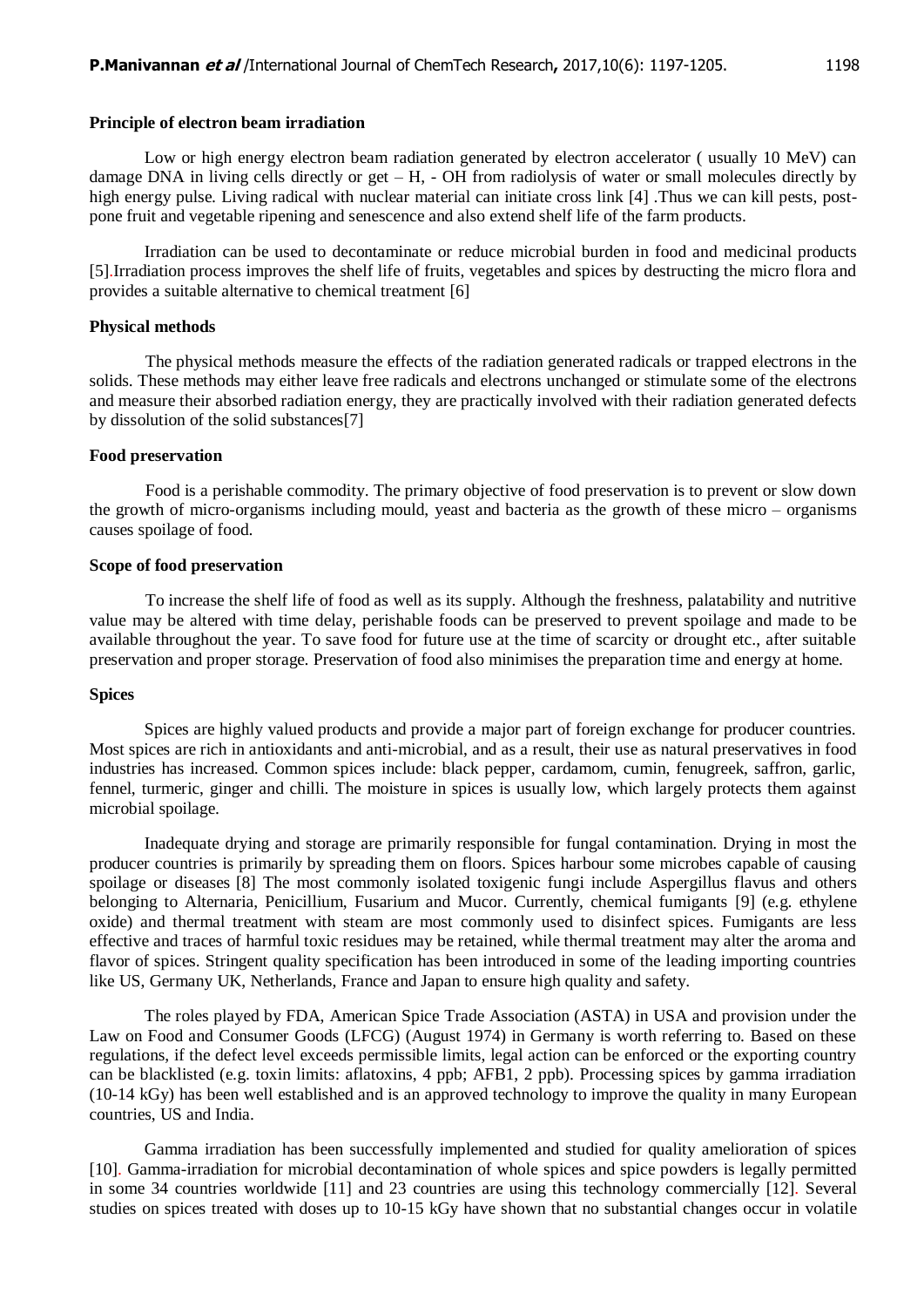**Principle of electron beam irradiation**

Low or high energy electron beam radiation generated by electron accelerator ( usually 10 MeV) can damage DNA in living cells directly or get – H, - OH from radiolysis of water or small molecules directly by high energy pulse. Living radical with nuclear material can initiate cross link [4] .Thus we can kill pests, post-pone fruit and vegetable ripening and senescence and also extend shelf life of the farm products.

Irradiation can be used to decontaminate or reduce microbial burden in food and medicinal products [5].Irradiation process improves the shelf life of fruits, vegetables and spices by destructing the micro flora and provides a suitable alternative to chemical treatment [6]

**Physical methods**

The physical methods measure the effects of the radiation generated radicals or trapped electrons in the solids. These methods may either leave free radicals and electrons unchanged or stimulate some of the electrons and measure their absorbed radiation energy, they are practically involved with their radiation generated defects by dissolution of the solid substances[7]

**Food preservation**

Food is a perishable commodity. The primary objective of food preservation is to prevent or slow down the growth of micro-organisms including mould, yeast and bacteria as the growth of these micro – organisms causes spoilage of food.

**Scope of food preservation**

To increase the shelf life of food as well as its supply. Although the freshness, palatability and nutritive value may be altered with time delay, perishable foods can be preserved to prevent spoilage and made to be available throughout the year. To save food for future use at the time of scarcity or drought etc., after suitable preservation and proper storage. Preservation of food also minimises the preparation time and energy at home.

**Spices**

Spices are highly valued products and provide a major part of foreign exchange for producer countries. Most spices are rich in antioxidants and anti-microbial, and as a result, their use as natural preservatives in food industries has increased. Common spices include: black pepper, cardamom, cumin, fenugreek, saffron, garlic, fennel, turmeric, ginger and chilli. The moisture in spices is usually low, which largely protects them against microbial spoilage.

Inadequate drying and storage are primarily responsible for fungal contamination. Drying in most the producer countries is primarily by spreading them on floors. Spices harbour some microbes capable of causing spoilage or diseases [8] The most commonly isolated toxigenic fungi include Aspergillus flavus and others belonging to Alternaria, Penicillium, Fusarium and Mucor. Currently, chemical fumigants [9] (e.g. ethylene oxide) and thermal treatment with steam are most commonly used to disinfect spices. Fumigants are less effective and traces of harmful toxic residues may be retained, while thermal treatment may alter the aroma and flavor of spices. Stringent quality specification has been introduced in some of the leading importing countries like US, Germany UK, Netherlands, France and Japan to ensure high quality and safety.

The roles played by FDA, American Spice Trade Association (ASTA) in USA and provision under the Law on Food and Consumer Goods (LFCG) (August 1974) in Germany is worth referring to. Based on these regulations, if the defect level exceeds permissible limits, legal action can be enforced or the exporting country can be blacklisted (e.g. toxin limits: aflatoxins, 4 ppb; AFB1, 2 ppb). Processing spices by gamma irradiation (10-14 kGy) has been well established and is an approved technology to improve the quality in many European countries, US and India.

Gamma irradiation has been successfully implemented and studied for quality amelioration of spices [10]. Gamma-irradiation for microbial decontamination of whole spices and spice powders is legally permitted in some 34 countries worldwide [11] and 23 countries are using this technology commercially [12]. Several studies on spices treated with doses up to 10-15 kGy have shown that no substantial changes occur in volatile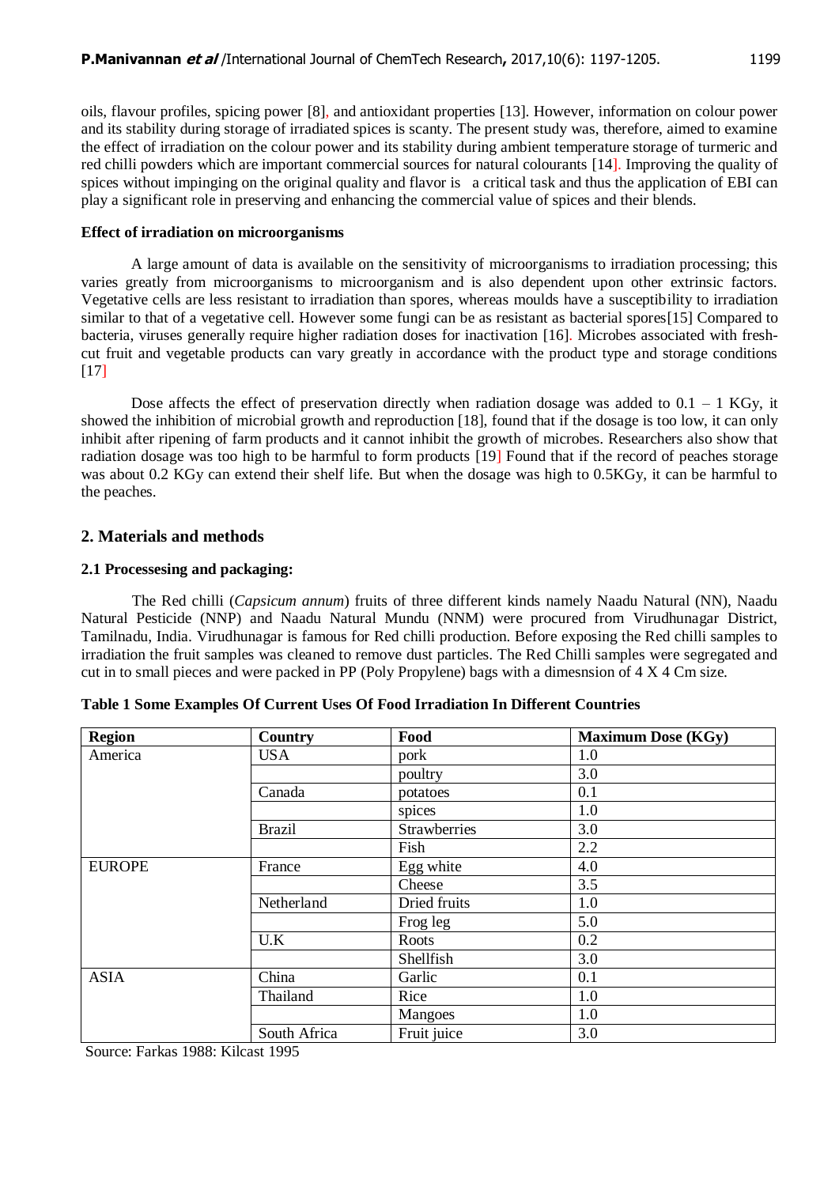oils, flavour profiles, spicing power [8], and antioxidant properties [13]. However, information on colour power and its stability during storage of irradiated spices is scanty. The present study was, therefore, aimed to examine the effect of irradiation on the colour power and its stability during ambient temperature storage of turmeric and red chilli powders which are important commercial sources for natural colourants [14]. Improving the quality of spices without impinging on the original quality and flavor is a critical task and thus the application of EBI can play a significant role in preserving and enhancing the commercial value of spices and their blends.

**Effect of irradiation on microorganisms**

A large amount of data is available on the sensitivity of microorganisms to irradiation processing; this varies greatly from microorganisms to microorganism and is also dependent upon other extrinsic factors. Vegetative cells are less resistant to irradiation than spores, whereas moulds have a susceptibility to irradiation similar to that of a vegetative cell. However some fungi can be as resistant as bacterial spores[15] Compared to bacteria, viruses generally require higher radiation doses for inactivation [16]. Microbes associated with fresh-cut fruit and vegetable products can vary greatly in accordance with the product type and storage conditions [17]

Dose affects the effect of preservation directly when radiation dosage was added to 0.1 – 1 KGy, it showed the inhibition of microbial growth and reproduction [18], found that if the dosage is too low, it can only inhibit after ripening of farm products and it cannot inhibit the growth of microbes. Researchers also show that radiation dosage was too high to be harmful to form products [19] Found that if the record of peaches storage was about 0.2 KGy can extend their shelf life. But when the dosage was high to 0.5KGy, it can be harmful to the peaches.

## 2. Materials and methods

### 2.1 Processesing and packaging:

The Red chilli (*Capsicum annum*) fruits of three different kinds namely Naadu Natural (NN), Naadu Natural Pesticide (NNP) and Naadu Natural Mundu (NNM) were procured from Virudhunagar District, Tamilnadu, India. Virudhunagar is famous for Red chilli production. Before exposing the Red chilli samples to irradiation the fruit samples was cleaned to remove dust particles. The Red Chilli samples were segregated and cut in to small pieces and were packed in PP (Poly Propylene) bags with a dimesnsion of 4 X 4 Cm size.

**Table 1 Some Examples Of Current Uses Of Food Irradiation In Different Countries**

| Region | Country | Food | Maximum Dose (KGy) |
|---|---|---|---|
| America | USA | pork | 1.0 |
| | | poultry | 3.0 |
| | Canada | potatoes | 0.1 |
| | | spices | 1.0 |
| | Brazil | Strawberries | 3.0 |
| | | Fish | 2.2 |
| EUROPE | France | Egg white | 4.0 |
| | | Cheese | 3.5 |
| | Netherland | Dried fruits | 1.0 |
| | | Frog leg | 5.0 |
| | U.K | Roots | 0.2 |
| | | Shellfish | 3.0 |
| ASIA | China | Garlic | 0.1 |
| | Thailand | Rice | 1.0 |
| | | Mangoes | 1.0 |
| | South Africa | Fruit juice | 3.0 |

Source: Farkas 1988: Kilcast 1995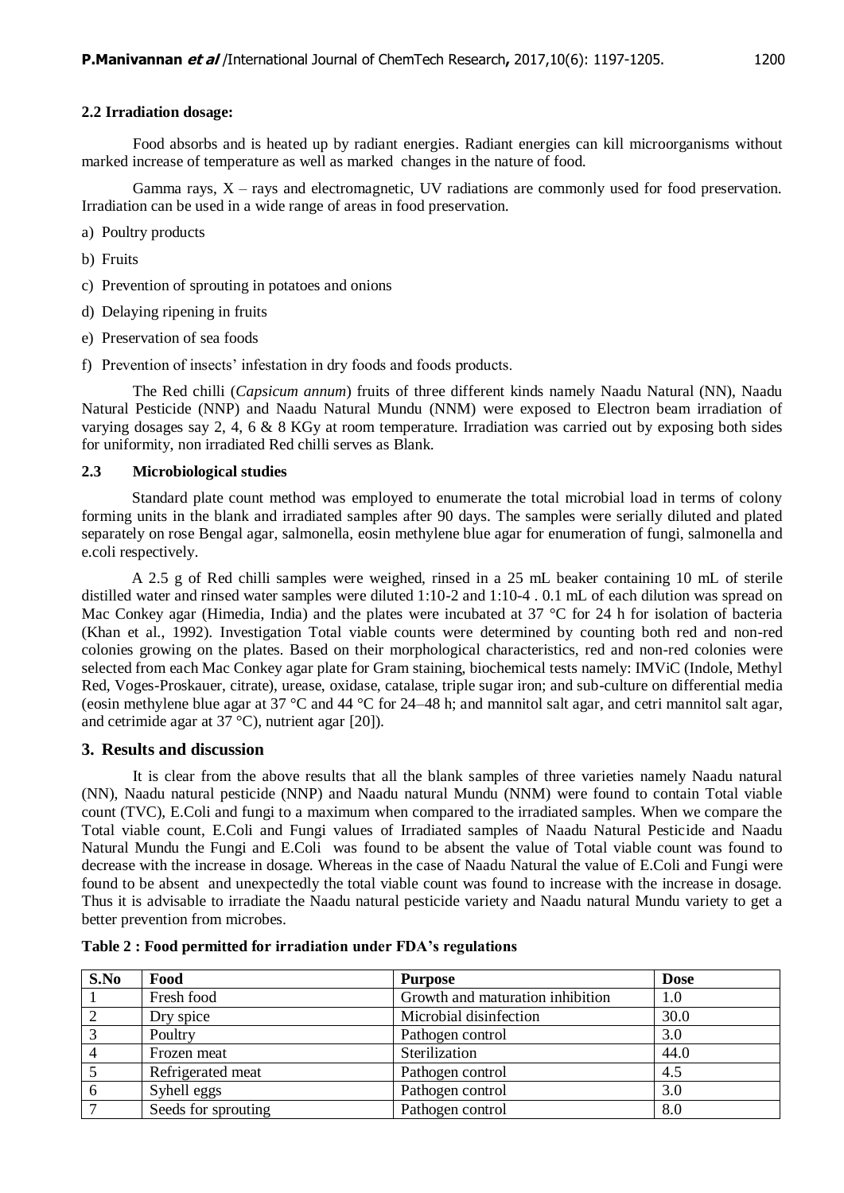### 2.2 Irradiation dosage:

Food absorbs and is heated up by radiant energies. Radiant energies can kill microorganisms without marked increase of temperature as well as marked changes in the nature of food.

Gamma rays, X – rays and electromagnetic, UV radiations are commonly used for food preservation. Irradiation can be used in a wide range of areas in food preservation.

a) Poultry products

b) Fruits

c) Prevention of sprouting in potatoes and onions

d) Delaying ripening in fruits

e) Preservation of sea foods

f) Prevention of insects' infestation in dry foods and foods products.

The Red chilli (*Capsicum annum*) fruits of three different kinds namely Naadu Natural (NN), Naadu Natural Pesticide (NNP) and Naadu Natural Mundu (NNM) were exposed to Electron beam irradiation of varying dosages say 2, 4, 6 & 8 KGy at room temperature. Irradiation was carried out by exposing both sides for uniformity, non irradiated Red chilli serves as Blank.

### 2.3 Microbiological studies

Standard plate count method was employed to enumerate the total microbial load in terms of colony forming units in the blank and irradiated samples after 90 days. The samples were serially diluted and plated separately on rose Bengal agar, salmonella, eosin methylene blue agar for enumeration of fungi, salmonella and e.coli respectively.

A 2.5 g of Red chilli samples were weighed, rinsed in a 25 mL beaker containing 10 mL of sterile distilled water and rinsed water samples were diluted 1:10-2 and 1:10-4 . 0.1 mL of each dilution was spread on Mac Conkey agar (Himedia, India) and the plates were incubated at 37 °C for 24 h for isolation of bacteria (Khan et al., 1992). Investigation Total viable counts were determined by counting both red and non-red colonies growing on the plates. Based on their morphological characteristics, red and non-red colonies were selected from each Mac Conkey agar plate for Gram staining, biochemical tests namely: IMViC (Indole, Methyl Red, Voges-Proskauer, citrate), urease, oxidase, catalase, triple sugar iron; and sub-culture on differential media (eosin methylene blue agar at 37 °C and 44 °C for 24–48 h; and mannitol salt agar, and cetri mannitol salt agar, and cetrimide agar at 37 °C), nutrient agar [20]).

## 3. Results and discussion

It is clear from the above results that all the blank samples of three varieties namely Naadu natural (NN), Naadu natural pesticide (NNP) and Naadu natural Mundu (NNM) were found to contain Total viable count (TVC), E.Coli and fungi to a maximum when compared to the irradiated samples. When we compare the Total viable count, E.Coli and Fungi values of Irradiated samples of Naadu Natural Pesticide and Naadu Natural Mundu the Fungi and E.Coli was found to be absent the value of Total viable count was found to decrease with the increase in dosage. Whereas in the case of Naadu Natural the value of E.Coli and Fungi were found to be absent and unexpectedly the total viable count was found to increase with the increase in dosage. Thus it is advisable to irradiate the Naadu natural pesticide variety and Naadu natural Mundu variety to get a better prevention from microbes.

**Table 2 : Food permitted for irradiation under FDA's regulations**

| S.No | Food | Purpose | Dose |
|---|---|---|---|
| 1 | Fresh food | Growth and maturation inhibition | 1.0 |
| 2 | Dry spice | Microbial disinfection | 30.0 |
| 3 | Poultry | Pathogen control | 3.0 |
| 4 | Frozen meat | Sterilization | 44.0 |
| 5 | Refrigerated meat | Pathogen control | 4.5 |
| 6 | Syhell eggs | Pathogen control | 3.0 |
| 7 | Seeds for sprouting | Pathogen control | 8.0 |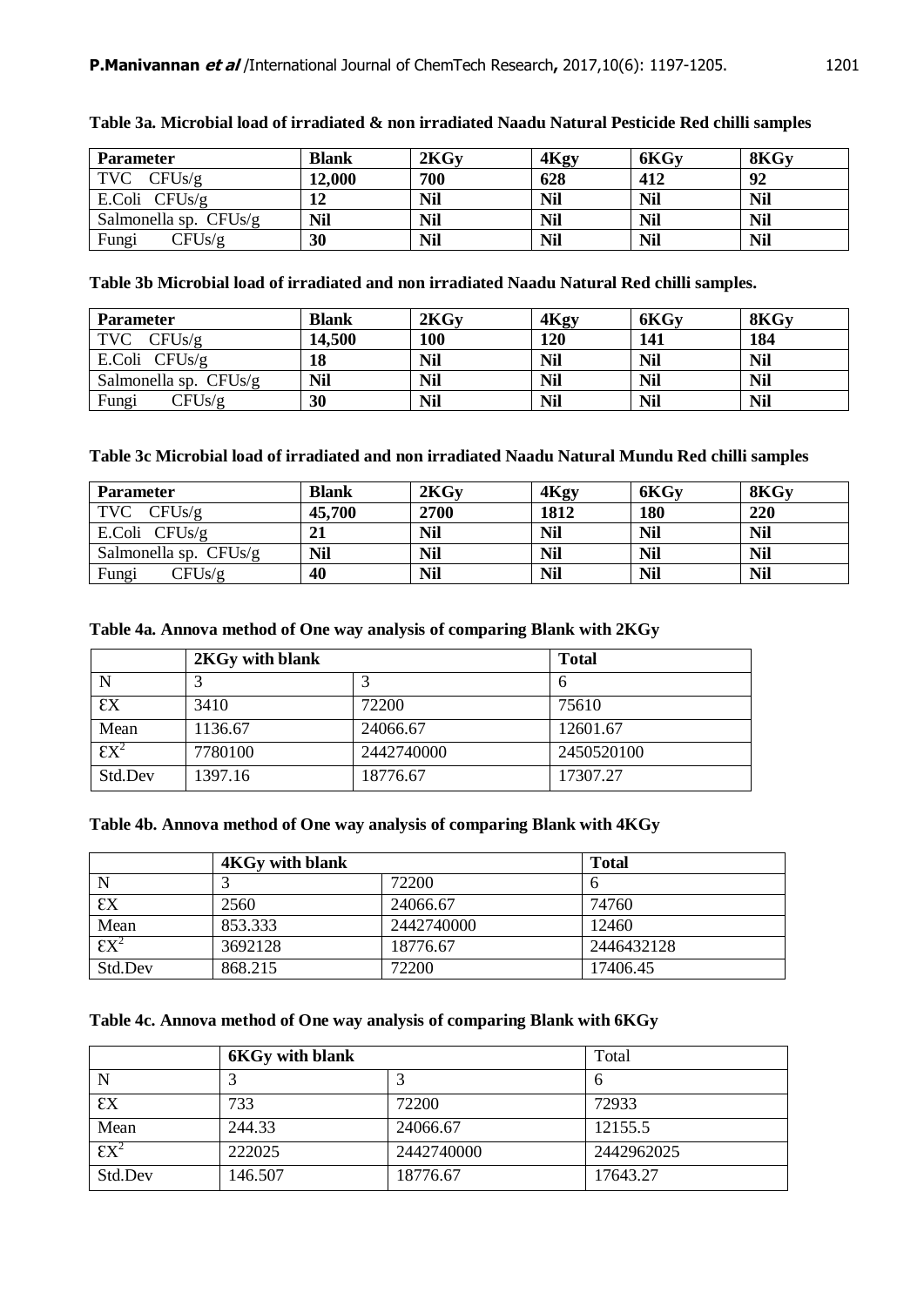**Table 3a. Microbial load of irradiated & non irradiated Naadu Natural Pesticide Red chilli samples**

| Parameter | Blank | 2KGy | 4Kgy | 6KGy | 8KGy |
|---|---|---|---|---|---|
| TVC CFUs/g | **12,000** | **700** | **628** | **412** | **92** |
| E.Coli CFUs/g | **12** | **Nil** | **Nil** | **Nil** | **Nil** |
| Salmonella sp. CFUs/g | **Nil** | **Nil** | **Nil** | **Nil** | **Nil** |
| Fungi CFUs/g | **30** | **Nil** | **Nil** | **Nil** | **Nil** |

**Table 3b Microbial load of irradiated and non irradiated Naadu Natural Red chilli samples.**

| Parameter | Blank | 2KGy | 4Kgy | 6KGy | 8KGy |
|---|---|---|---|---|---|
| TVC CFUs/g | **14,500** | **100** | **120** | **141** | **184** |
| E.Coli CFUs/g | **18** | **Nil** | **Nil** | **Nil** | **Nil** |
| Salmonella sp. CFUs/g | **Nil** | **Nil** | **Nil** | **Nil** | **Nil** |
| Fungi CFUs/g | **30** | **Nil** | **Nil** | **Nil** | **Nil** |

**Table 3c Microbial load of irradiated and non irradiated Naadu Natural Mundu Red chilli samples**

| Parameter | Blank | 2KGy | 4Kgy | 6KGy | 8KGy |
|---|---|---|---|---|---|
| TVC CFUs/g | **45,700** | **2700** | **1812** | **180** | **220** |
| E.Coli CFUs/g | **21** | **Nil** | **Nil** | **Nil** | **Nil** |
| Salmonella sp. CFUs/g | **Nil** | **Nil** | **Nil** | **Nil** | **Nil** |
| Fungi CFUs/g | **40** | **Nil** | **Nil** | **Nil** | **Nil** |

**Table 4a. Annova method of One way analysis of comparing Blank with 2KGy**

| | 2KGy with blank | | Total |
|---|---|---|---|
| N | 3 | 3 | 6 |
| $\Sigma X$ | 3410 | 72200 | 75610 |
| Mean | 1136.67 | 24066.67 | 12601.67 |
| $\Sigma X^2$ | 7780100 | 2442740000 | 2450520100 |
| Std.Dev | 1397.16 | 18776.67 | 17307.27 |

**Table 4b. Annova method of One way analysis of comparing Blank with 4KGy**

| | 4KGy with blank | | Total |
|---|---|---|---|
| N | 3 | 72200 | 6 |
| $\Sigma X$ | 2560 | 24066.67 | 74760 |
| Mean | 853.333 | 2442740000 | 12460 |
| $\Sigma X^2$ | 3692128 | 18776.67 | 2446432128 |
| Std.Dev | 868.215 | 72200 | 17406.45 |

**Table 4c. Annova method of One way analysis of comparing Blank with 6KGy**

| | 6KGy with blank | | Total |
|---|---|---|---|
| N | 3 | 3 | 6 |
| $\Sigma X$ | 733 | 72200 | 72933 |
| Mean | 244.33 | 24066.67 | 12155.5 |
| $\Sigma X^2$ | 222025 | 2442740000 | 2442962025 |
| Std.Dev | 146.507 | 18776.67 | 17643.27 |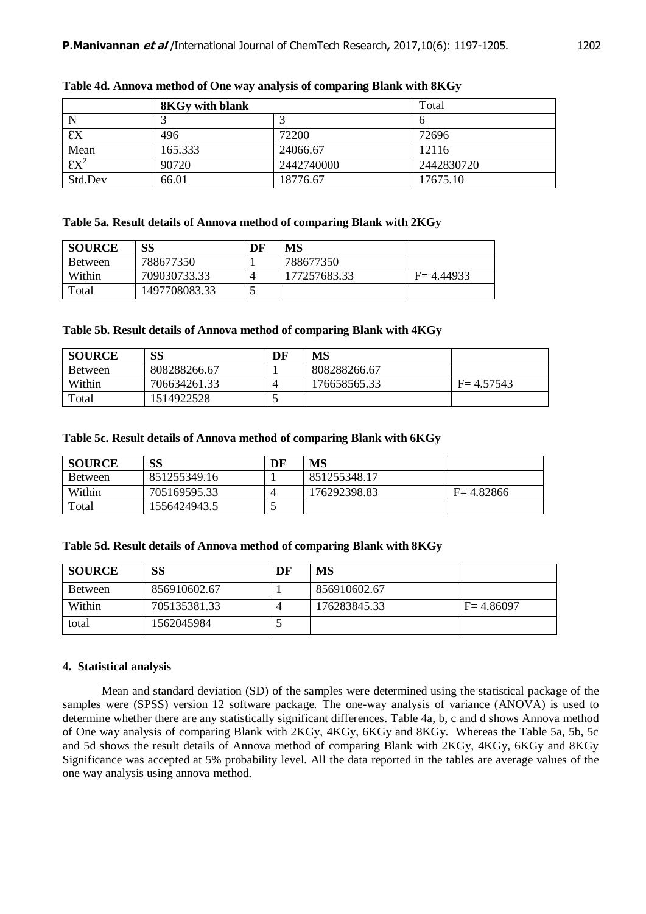**Table 4d. Annova method of One way analysis of comparing Blank with 8KGy**

| | 8KGy with blank | | Total |
|---|---|---|---|
| N | 3 | 3 | 6 |
| ƐX | 496 | 72200 | 72696 |
| Mean | 165.333 | 24066.67 | 12116 |
| $ƐX^2$ | 90720 | 2442740000 | 2442830720 |
| Std.Dev | 66.01 | 18776.67 | 17675.10 |

**Table 5a. Result details of Annova method of comparing Blank with 2KGy**

| SOURCE | SS | DF | MS | |
|---|---|---|---|---|
| Between | 788677350 | 1 | 788677350 | |
| Within | 709030733.33 | 4 | 177257683.33 | F= 4.44933 |
| Total | 1497708083.33 | 5 | | |

**Table 5b. Result details of Annova method of comparing Blank with 4KGy**

| SOURCE | SS | DF | MS | |
|---|---|---|---|---|
| Between | 808288266.67 | 1 | 808288266.67 | |
| Within | 706634261.33 | 4 | 176658565.33 | F= 4.57543 |
| Total | 1514922528 | 5 | | |

**Table 5c. Result details of Annova method of comparing Blank with 6KGy**

| SOURCE | SS | DF | MS | |
|---|---|---|---|---|
| Between | 851255349.16 | 1 | 851255348.17 | |
| Within | 705169595.33 | 4 | 176292398.83 | F= 4.82866 |
| Total | 1556424943.5 | 5 | | |

**Table 5d. Result details of Annova method of comparing Blank with 8KGy**

| SOURCE | SS | DF | MS | |
|---|---|---|---|---|
| Between | 856910602.67 | 1 | 856910602.67 | |
| Within | 705135381.33 | 4 | 176283845.33 | F= 4.86097 |
| total | 1562045984 | 5 | | |

## 4. Statistical analysis

Mean and standard deviation (SD) of the samples were determined using the statistical package of the samples were (SPSS) version 12 software package. The one-way analysis of variance (ANOVA) is used to determine whether there are any statistically significant differences. Table 4a, b, c and d shows Annova method of One way analysis of comparing Blank with 2KGy, 4KGy, 6KGy and 8KGy. Whereas the Table 5a, 5b, 5c and 5d shows the result details of Annova method of comparing Blank with 2KGy, 4KGy, 6KGy and 8KGy Significance was accepted at 5% probability level. All the data reported in the tables are average values of the one way analysis using annova method.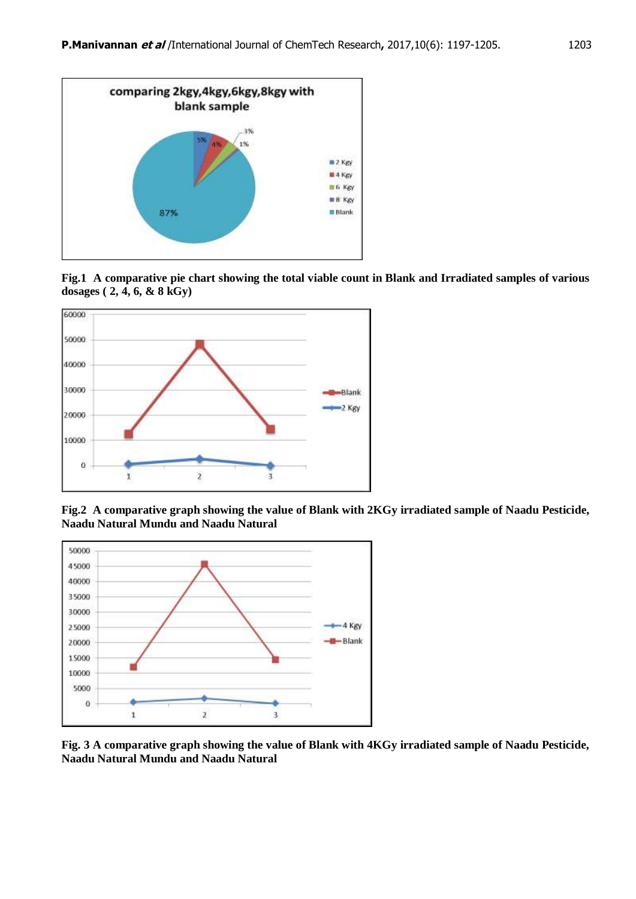**Fig.1 A comparative pie chart showing the total viable count in Blank and Irradiated samples of various dosages ( 2, 4, 6, & 8 kGy)**

**Fig.2 A comparative graph showing the value of Blank with 2KGy irradiated sample of Naadu Pesticide, Naadu Natural Mundu and Naadu Natural**

**Fig. 3 A comparative graph showing the value of Blank with 4KGy irradiated sample of Naadu Pesticide, Naadu Natural Mundu and Naadu Natural**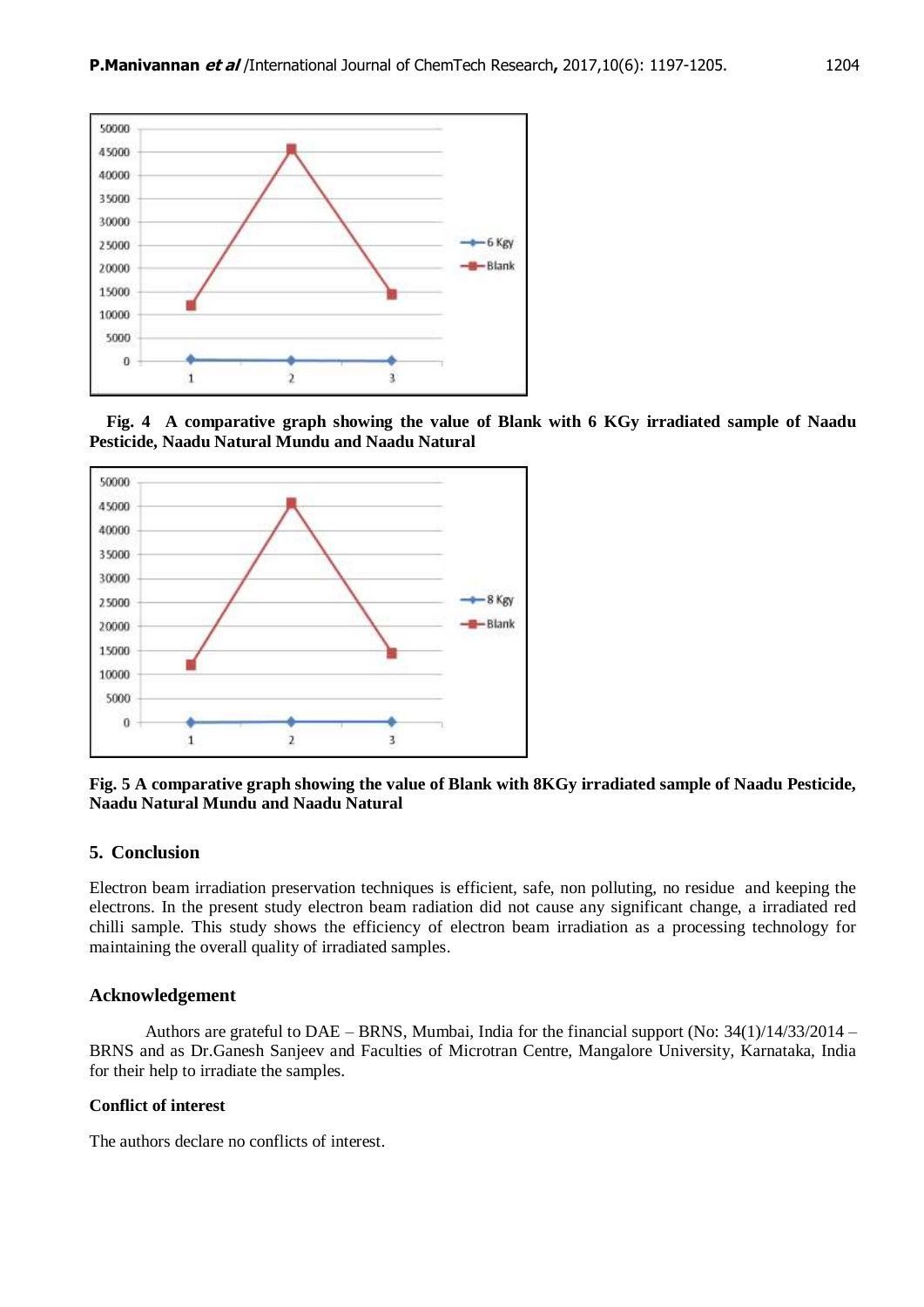**Fig. 4 A comparative graph showing the value of Blank with 6 KGy irradiated sample of Naadu Pesticide, Naadu Natural Mundu and Naadu Natural**

**Fig. 5 A comparative graph showing the value of Blank with 8KGy irradiated sample of Naadu Pesticide, Naadu Natural Mundu and Naadu Natural**

## 5. Conclusion

Electron beam irradiation preservation techniques is efficient, safe, non polluting, no residue and keeping the electrons. In the present study electron beam radiation did not cause any significant change, a irradiated red chilli sample. This study shows the efficiency of electron beam irradiation as a processing technology for maintaining the overall quality of irradiated samples.

## Acknowledgement

Authors are grateful to DAE – BRNS, Mumbai, India for the financial support (No: 34(1)/14/33/2014 – BRNS and as Dr.Ganesh Sanjeev and Faculties of Microtran Centre, Mangalore University, Karnataka, India for their help to irradiate the samples.

### Conflict of interest

The authors declare no conflicts of interest.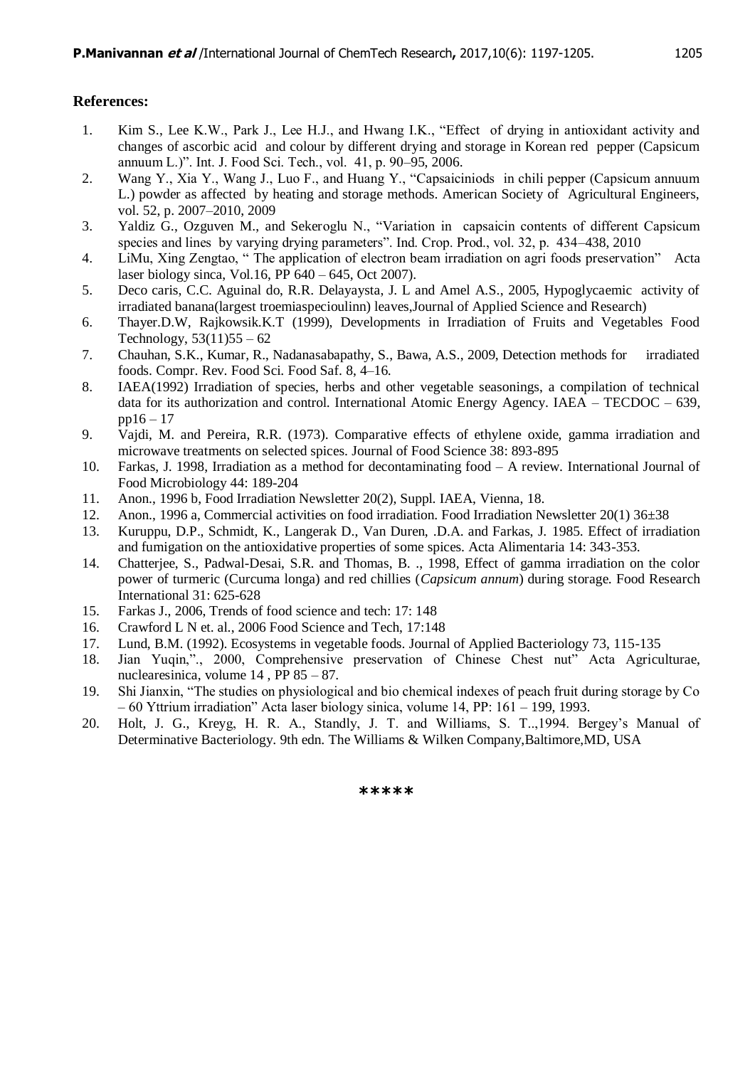**References:**

1. Kim S., Lee K.W., Park J., Lee H.J., and Hwang I.K., "Effect of drying in antioxidant activity and changes of ascorbic acid and colour by different drying and storage in Korean red pepper (Capsicum annuum L.)". Int. J. Food Sci. Tech., vol. 41, p. 90–95, 2006.
2. Wang Y., Xia Y., Wang J., Luo F., and Huang Y., "Capsaiciniods in chili pepper (Capsicum annuum L.) powder as affected by heating and storage methods. American Society of Agricultural Engineers, vol. 52, p. 2007–2010, 2009
3. Yaldiz G., Ozguven M., and Sekeroglu N., "Variation in capsaicin contents of different Capsicum species and lines by varying drying parameters". Ind. Crop. Prod., vol. 32, p. 434–438, 2010
4. LiMu, Xing Zengtao, " The application of electron beam irradiation on agri foods preservation" Acta laser biology sinca, Vol.16, PP 640 – 645, Oct 2007).
5. Deco caris, C.C. Aguinal do, R.R. Delayaysta, J. L and Amel A.S., 2005, Hypoglycaemic activity of irradiated banana(largest troemiaspecioulinn) leaves,Journal of Applied Science and Research)
6. Thayer.D.W, Rajkowsik.K.T (1999), Developments in Irradiation of Fruits and Vegetables Food Technology, 53(11)55 – 62
7. Chauhan, S.K., Kumar, R., Nadanasabapathy, S., Bawa, A.S., 2009, Detection methods for irradiated foods. Compr. Rev. Food Sci. Food Saf. 8, 4–16.
8. IAEA(1992) Irradiation of species, herbs and other vegetable seasonings, a compilation of technical data for its authorization and control. International Atomic Energy Agency. IAEA – TECDOC – 639, pp16 – 17
9. Vajdi, M. and Pereira, R.R. (1973). Comparative effects of ethylene oxide, gamma irradiation and microwave treatments on selected spices. Journal of Food Science 38: 893-895
10. Farkas, J. 1998, Irradiation as a method for decontaminating food – A review. International Journal of Food Microbiology 44: 189-204
11. Anon., 1996 b, Food Irradiation Newsletter 20(2), Suppl. IAEA, Vienna, 18.
12. Anon., 1996 a, Commercial activities on food irradiation. Food Irradiation Newsletter 20(1) 36±38
13. Kuruppu, D.P., Schmidt, K., Langerak D., Van Duren, .D.A. and Farkas, J. 1985. Effect of irradiation and fumigation on the antioxidative properties of some spices. Acta Alimentaria 14: 343-353.
14. Chatterjee, S., Padwal-Desai, S.R. and Thomas, B. ., 1998, Effect of gamma irradiation on the color power of turmeric (Curcuma longa) and red chillies (*Capsicum annum*) during storage. Food Research International 31: 625-628
15. Farkas J., 2006, Trends of food science and tech: 17: 148
16. Crawford L N et. al., 2006 Food Science and Tech, 17:148
17. Lund, B.M. (1992). Ecosystems in vegetable foods. Journal of Applied Bacteriology 73, 115-135
18. Jian Yuqin,"., 2000, Comprehensive preservation of Chinese Chest nut" Acta Agriculturae, nuclearesinica, volume 14 , PP 85 – 87.
19. Shi Jianxin, "The studies on physiological and bio chemical indexes of peach fruit during storage by Co – 60 Yttrium irradiation" Acta laser biology sinica, volume 14, PP: 161 – 199, 1993.
20. Holt, J. G., Kreyg, H. R. A., Standly, J. T. and Williams, S. T..,1994. Bergey's Manual of Determinative Bacteriology. 9th edn. The Williams & Wilken Company,Baltimore,MD, USA

*****